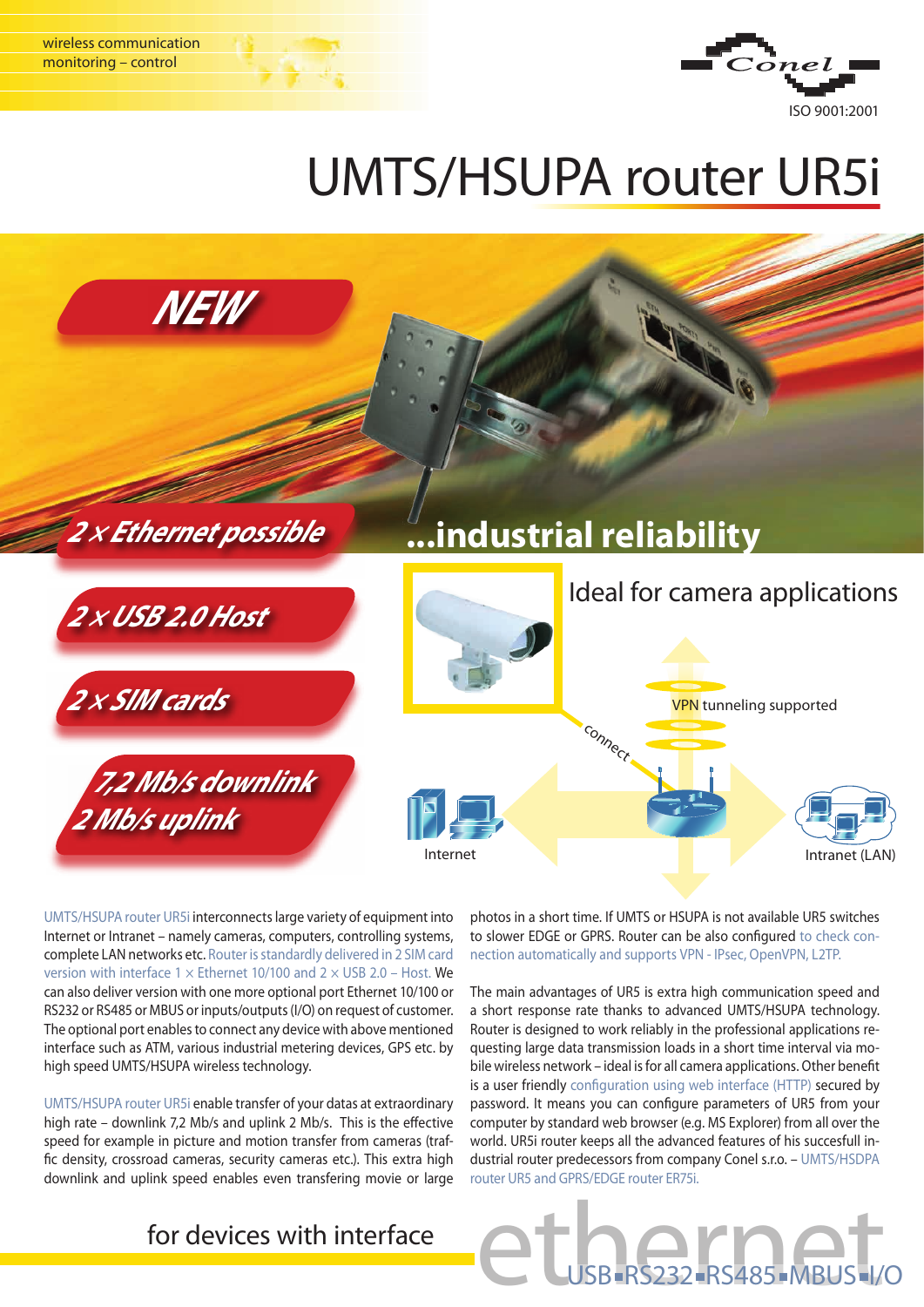wireless communication
monitoring – control

ISO 9001:2001

# UMTS/HSUPA router UR5i

**NEW**

**2 × Ethernet possible**

**2 × USB 2.0 Host**

**2 × SIM cards**

**7,2 Mb/s downlink**
**2 Mb/s uplink**

## ...industrial reliability

Ideal for camera applications

VPN tunneling supported

connect

Internet

Intranet (LAN)

UMTS/HSUPA router UR5i interconnects large variety of equipment into Internet or Intranet – namely cameras, computers, controlling systems, complete LAN networks etc. Router is standardly delivered in 2 SIM card version with interface 1 × Ethernet 10/100 and 2 × USB 2.0 – Host. We can also deliver version with one more optional port Ethernet 10/100 or RS232 or RS485 or MBUS or inputs/outputs (I/O) on request of customer. The optional port enables to connect any device with above mentioned interface such as ATM, various industrial metering devices, GPS etc. by high speed UMTS/HSUPA wireless technology.

UMTS/HSUPA router UR5i enable transfer of your datas at extraordinary high rate – downlink 7,2 Mb/s and uplink 2 Mb/s. This is the effective speed for example in picture and motion transfer from cameras (traffic density, crossroad cameras, security cameras etc.). This extra high downlink and uplink speed enables even transfering movie or large photos in a short time. If UMTS or HSUPA is not available UR5 switches to slower EDGE or GPRS. Router can be also configured to check connection automatically and supports VPN - IPsec, OpenVPN, L2TP.

The main advantages of UR5 is extra high communication speed and a short response rate thanks to advanced UMTS/HSUPA technology. Router is designed to work reliably in the professional applications requesting large data transmission loads in a short time interval via mobile wireless network – ideal is for all camera applications. Other benefit is a user friendly configuration using web interface (HTTP) secured by password. It means you can configure parameters of UR5 from your computer by standard web browser (e.g. MS Explorer) from all over the world. UR5i router keeps all the advanced features of his succesfull industrial router predecessors from company Conel s.r.o. – UMTS/HSDPA router UR5 and GPRS/EDGE router ER75i.

for devices with interface **ethernet** USB ▪ RS232 ▪ RS485 ▪ MBUS ▪ I/O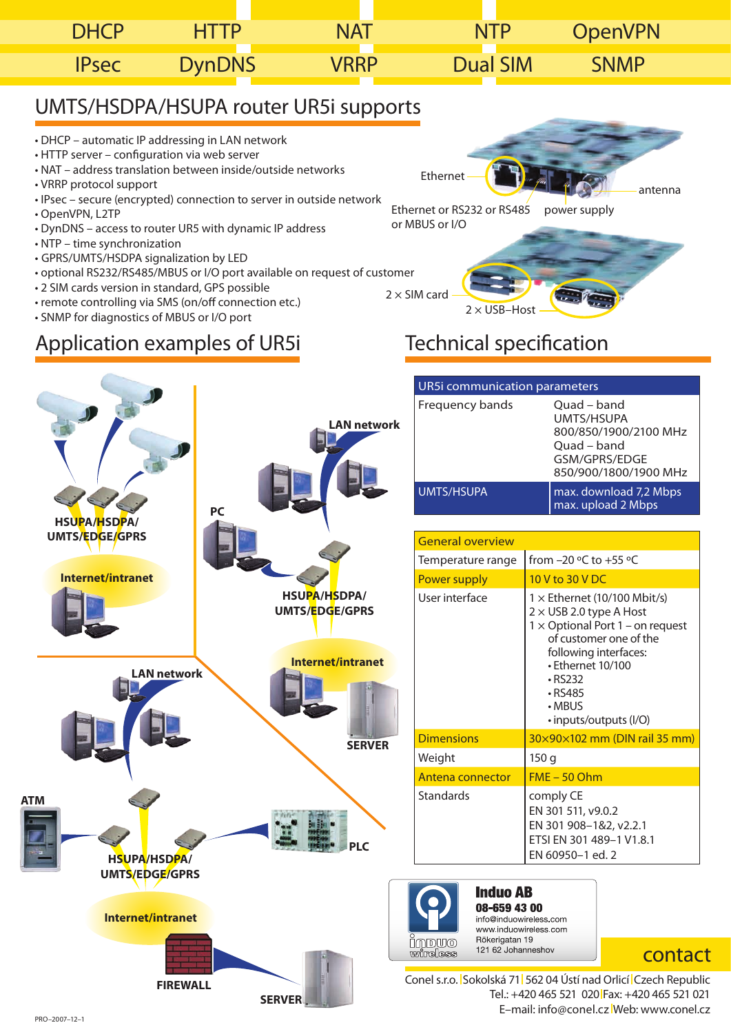DHCP | HTTP | NAT | NTP | OpenVPN

IPsec | DynDNS | VRRP | Dual SIM | SNMP

## UMTS/HSDPA/HSUPA router UR5i supports

- DHCP – automatic IP addressing in LAN network
- HTTP server – configuration via web server
- NAT – address translation between inside/outside networks
- VRRP protocol support
- IPsec – secure (encrypted) connection to server in outside network
- OpenVPN, L2TP
- DynDNS – access to router UR5 with dynamic IP address
- NTP – time synchronization
- GPRS/UMTS/HSDPA signalization by LED
- optional RS232/RS485/MBUS or I/O port available on request of customer
- 2 SIM cards version in standard, GPS possible
- remote controlling via SMS (on/off connection etc.)
- SNMP for diagnostics of MBUS or I/O port

Ethernet

antenna

Ethernet or RS232 or RS485 or MBUS or I/O

power supply

2 × SIM card

2 × USB–Host

## Application examples of UR5i

LAN network

PC

HSUPA/HSDPA/ UMTS/EDGE/GPRS

Internet/intranet

HSUPA/HSDPA/ UMTS/EDGE/GPRS

Internet/intranet

SERVER

LAN network

ATM

PLC

HSUPA/HSDPA/ UMTS/EDGE/GPRS

Internet/intranet

FIREWALL

SERVER

## Technical specification

| UR5i communication parameters | |
|---|---|
| Frequency bands | Quad – band UMTS/HSUPA 800/850/1900/2100 MHz<br>Quad – band GSM/GPRS/EDGE 850/900/1800/1900 MHz |
| UMTS/HSUPA | max. download 7,2 Mbps<br>max. upload 2 Mbps |

| General overview | |
|---|---|
| Temperature range | from –20 °C to +55 °C |
| Power supply | 10 V to 30 V DC |
| User interface | 1 × Ethernet (10/100 Mbit/s)<br>2 × USB 2.0 type A Host<br>1 × Optional Port 1 – on request of customer one of the following interfaces:<br>• Ethernet 10/100<br>• RS232<br>• RS485<br>• MBUS<br>• inputs/outputs (I/O) |
| Dimensions | 30×90×102 mm (DIN rail 35 mm) |
| Weight | 150 g |
| Antena connector | FME – 50 Ohm |
| Standards | comply CE<br>EN 301 511, v9.0.2<br>EN 301 908–1&2, v2.2.1<br>ETSI EN 301 489–1 V1.8.1<br>EN 60950–1 ed. 2 |

**Induo AB**
**08-659 43 00**
info@induowireless.com
www.induowireless.com
Rökerigatan 19
121 62 Johanneshov

induo wireless

## contact

Conel s.r.o. | Sokolská 71 | 562 04 Ústí nad Orlicí | Czech Republic
Tel.: +420 465 521 020 | Fax: +420 465 521 021
E–mail: info@conel.cz | Web: www.conel.cz

PRO–2007–12–1